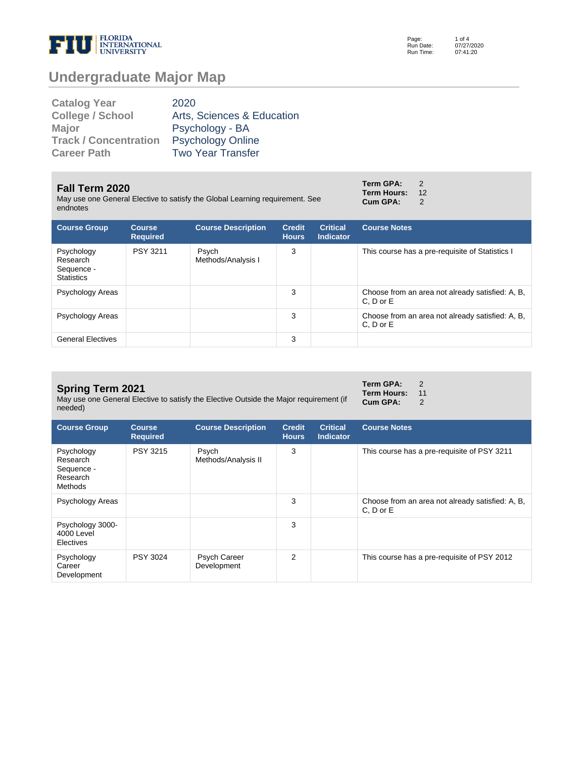# Undergraduate Major Map

| | |
|---|---|
| **Catalog Year** | 2020 |
| **College / School** | Arts, Sciences & Education |
| **Major** | Psychology - BA |
| **Track / Concentration** | Psychology Online |
| **Career Path** | Two Year Transfer |

## Fall Term 2020

May use one General Elective to satisfy the Global Learning requirement. See endnotes

**Term GPA:** 2
**Term Hours:** 12
**Cum GPA:** 2

| Course Group | Course Required | Course Description | Credit Hours | Critical Indicator | Course Notes |
|---|---|---|---|---|---|
| Psychology Research Sequence - Statistics | PSY 3211 | Psych Methods/Analysis I | 3 | | This course has a pre-requisite of Statistics I |
| Psychology Areas | | | 3 | | Choose from an area not already satisfied: A, B, C, D or E |
| Psychology Areas | | | 3 | | Choose from an area not already satisfied: A, B, C, D or E |
| General Electives | | | 3 | | |

## Spring Term 2021

May use one General Elective to satisfy the Elective Outside the Major requirement (if needed)

**Term GPA:** 2
**Term Hours:** 11
**Cum GPA:** 2

| Course Group | Course Required | Course Description | Credit Hours | Critical Indicator | Course Notes |
|---|---|---|---|---|---|
| Psychology Research Sequence - Research Methods | PSY 3215 | Psych Methods/Analysis II | 3 | | This course has a pre-requisite of PSY 3211 |
| Psychology Areas | | | 3 | | Choose from an area not already satisfied: A, B, C, D or E |
| Psychology 3000-4000 Level Electives | | | 3 | | |
| Psychology Career Development | PSY 3024 | Psych Career Development | 2 | | This course has a pre-requisite of PSY 2012 |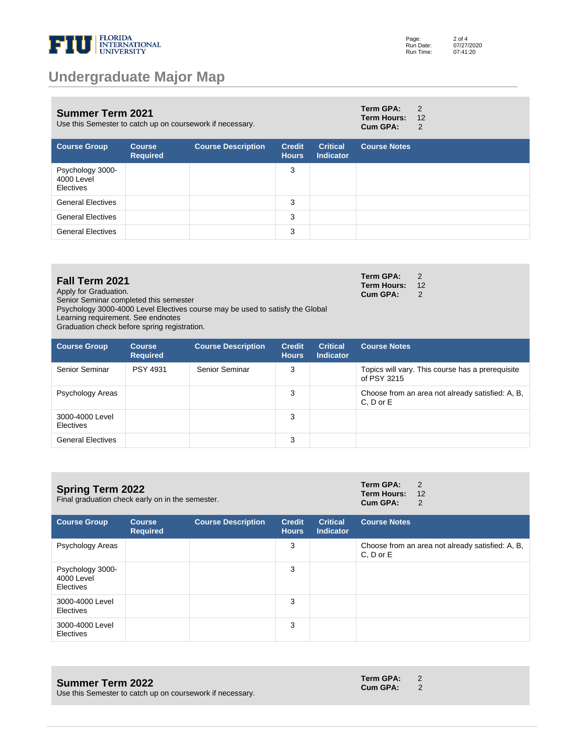# Undergraduate Major Map

## Summer Term 2021

Use this Semester to catch up on coursework if necessary.

**Term GPA:** 2
**Term Hours:** 12
**Cum GPA:** 2

| Course Group | Course Required | Course Description | Credit Hours | Critical Indicator | Course Notes |
|---|---|---|---|---|---|
| Psychology 3000-4000 Level Electives | | | 3 | | |
| General Electives | | | 3 | | |
| General Electives | | | 3 | | |
| General Electives | | | 3 | | |

## Fall Term 2021

Apply for Graduation.
Senior Seminar completed this semester
Psychology 3000-4000 Level Electives course may be used to satisfy the Global Learning requirement. See endnotes
Graduation check before spring registration.

**Term GPA:** 2
**Term Hours:** 12
**Cum GPA:** 2

| Course Group | Course Required | Course Description | Credit Hours | Critical Indicator | Course Notes |
|---|---|---|---|---|---|
| Senior Seminar | PSY 4931 | Senior Seminar | 3 | | Topics will vary. This course has a prerequisite of PSY 3215 |
| Psychology Areas | | | 3 | | Choose from an area not already satisfied: A, B, C, D or E |
| 3000-4000 Level Electives | | | 3 | | |
| General Electives | | | 3 | | |

## Spring Term 2022

Final graduation check early on in the semester.

**Term GPA:** 2
**Term Hours:** 12
**Cum GPA:** 2

| Course Group | Course Required | Course Description | Credit Hours | Critical Indicator | Course Notes |
|---|---|---|---|---|---|
| Psychology Areas | | | 3 | | Choose from an area not already satisfied: A, B, C, D or E |
| Psychology 3000-4000 Level Electives | | | 3 | | |
| 3000-4000 Level Electives | | | 3 | | |
| 3000-4000 Level Electives | | | 3 | | |

## Summer Term 2022

Use this Semester to catch up on coursework if necessary.

**Term GPA:** 2
**Cum GPA:** 2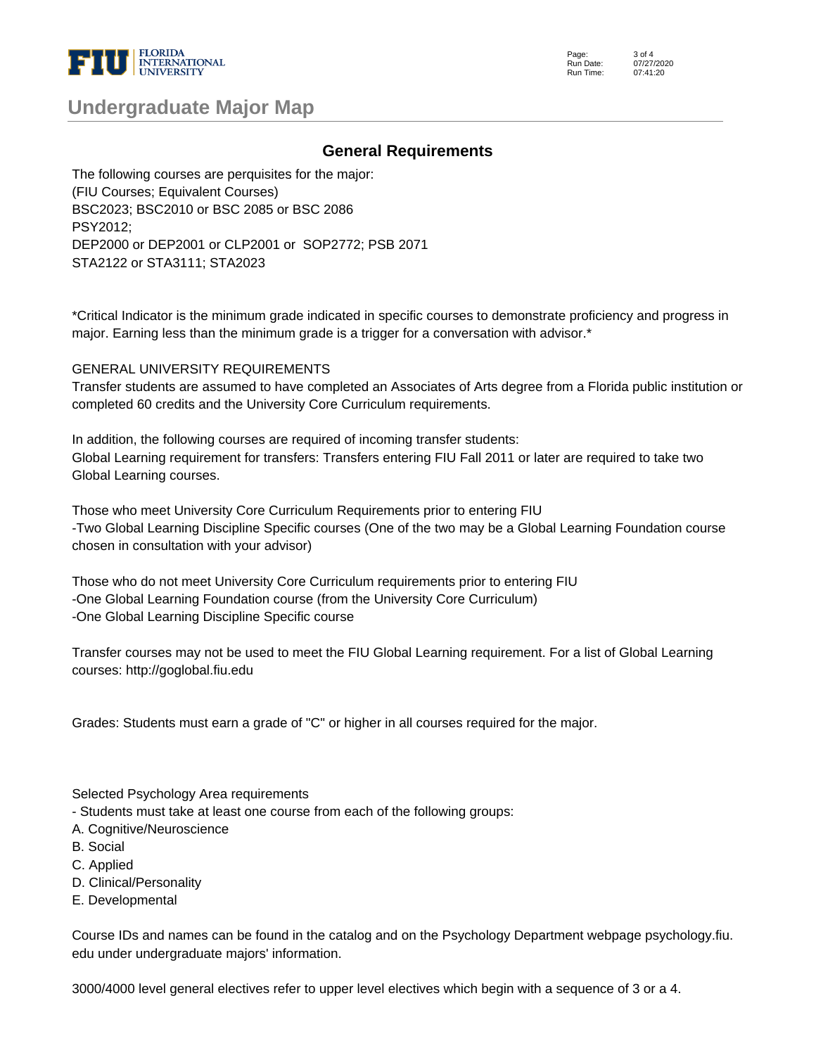# Undergraduate Major Map

## General Requirements

The following courses are perquisites for the major:
(FIU Courses; Equivalent Courses)
BSC2023; BSC2010 or BSC 2085 or BSC 2086
PSY2012;
DEP2000 or DEP2001 or CLP2001 or SOP2772; PSB 2071
STA2122 or STA3111; STA2023

*Critical Indicator is the minimum grade indicated in specific courses to demonstrate proficiency and progress in major. Earning less than the minimum grade is a trigger for a conversation with advisor.*

GENERAL UNIVERSITY REQUIREMENTS
Transfer students are assumed to have completed an Associates of Arts degree from a Florida public institution or completed 60 credits and the University Core Curriculum requirements.

In addition, the following courses are required of incoming transfer students:
Global Learning requirement for transfers: Transfers entering FIU Fall 2011 or later are required to take two Global Learning courses.

Those who meet University Core Curriculum Requirements prior to entering FIU
-Two Global Learning Discipline Specific courses (One of the two may be a Global Learning Foundation course chosen in consultation with your advisor)

Those who do not meet University Core Curriculum requirements prior to entering FIU
-One Global Learning Foundation course (from the University Core Curriculum)
-One Global Learning Discipline Specific course

Transfer courses may not be used to meet the FIU Global Learning requirement. For a list of Global Learning courses: http://goglobal.fiu.edu

Grades: Students must earn a grade of "C" or higher in all courses required for the major.

Selected Psychology Area requirements
- Students must take at least one course from each of the following groups:
A. Cognitive/Neuroscience
B. Social
C. Applied
D. Clinical/Personality
E. Developmental

Course IDs and names can be found in the catalog and on the Psychology Department webpage psychology.fiu.edu under undergraduate majors' information.

3000/4000 level general electives refer to upper level electives which begin with a sequence of 3 or a 4.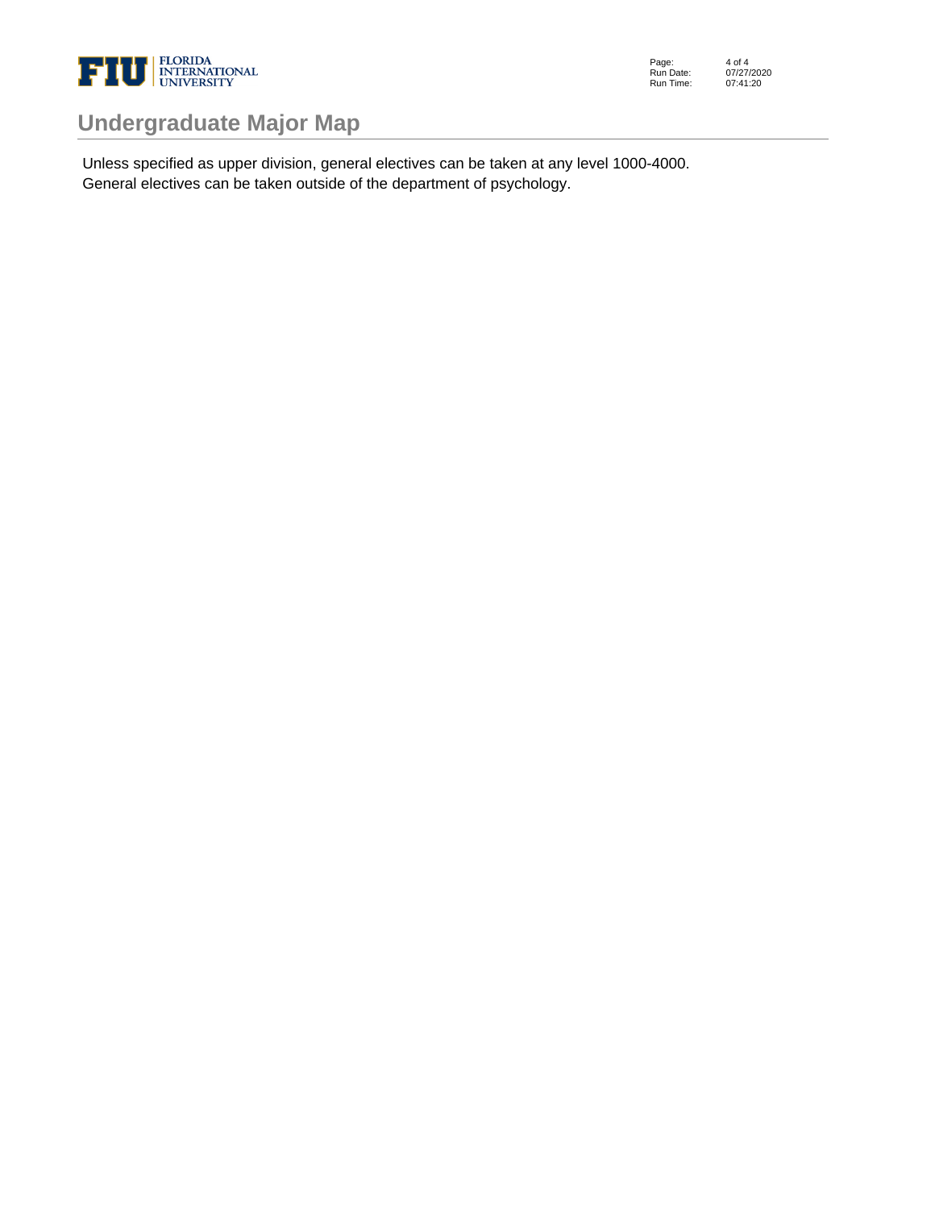# Undergraduate Major Map

Unless specified as upper division, general electives can be taken at any level 1000-4000.
General electives can be taken outside of the department of psychology.